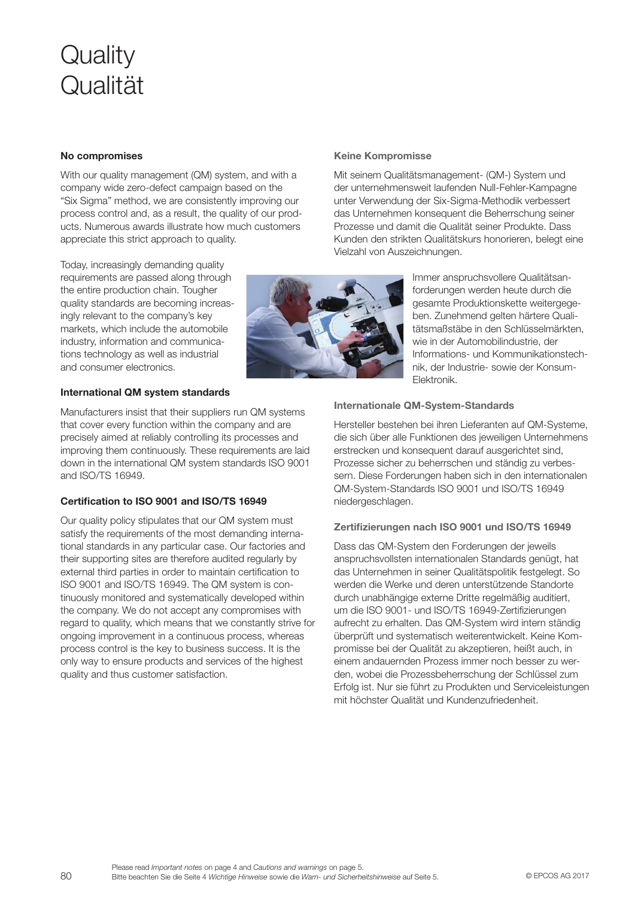# Quality
# Qualität

### No compromises

With our quality management (QM) system, and with a company wide zero-defect campaign based on the "Six Sigma" method, we are consistently improving our process control and, as a result, the quality of our products. Numerous awards illustrate how much customers appreciate this strict approach to quality.

Today, increasingly demanding quality requirements are passed along through the entire production chain. Tougher quality standards are becoming increasingly relevant to the company's key markets, which include the automobile industry, information and communications technology as well as industrial and consumer electronics.

### International QM system standards

Manufacturers insist that their suppliers run QM systems that cover every function within the company and are precisely aimed at reliably controlling its processes and improving them continuously. These requirements are laid down in the international QM system standards ISO 9001 and ISO/TS 16949.

### Certification to ISO 9001 and ISO/TS 16949

Our quality policy stipulates that our QM system must satisfy the requirements of the most demanding international standards in any particular case. Our factories and their supporting sites are therefore audited regularly by external third parties in order to maintain certification to ISO 9001 and ISO/TS 16949. The QM system is continuously monitored and systematically developed within the company. We do not accept any compromises with regard to quality, which means that we constantly strive for ongoing improvement in a continuous process, whereas process control is the key to business success. It is the only way to ensure products and services of the highest quality and thus customer satisfaction.

### Keine Kompromisse

Mit seinem Qualitätsmanagement- (QM-) System und der unternehmensweit laufenden Null-Fehler-Kampagne unter Verwendung der Six-Sigma-Methodik verbessert das Unternehmen konsequent die Beherrschung seiner Prozesse und damit die Qualität seiner Produkte. Dass Kunden den strikten Qualitätskurs honorieren, belegt eine Vielzahl von Auszeichnungen.

Immer anspruchsvollere Qualitätsanforderungen werden heute durch die gesamte Produktionskette weitergegeben. Zunehmend gelten härtere Qualitätsmaßstäbe in den Schlüsselmärkten, wie in der Automobilindustrie, der Informations- und Kommunikationstechnik, der Industrie- sowie der Konsum-Elektronik.

### Internationale QM-System-Standards

Hersteller bestehen bei ihren Lieferanten auf QM-Systeme, die sich über alle Funktionen des jeweiligen Unternehmens erstrecken und konsequent darauf ausgerichtet sind, Prozesse sicher zu beherrschen und ständig zu verbessern. Diese Forderungen haben sich in den internationalen QM-System-Standards ISO 9001 und ISO/TS 16949 niedergeschlagen.

### Zertifizierungen nach ISO 9001 und ISO/TS 16949

Dass das QM-System den Forderungen der jeweils anspruchsvollsten internationalen Standards genügt, hat das Unternehmen in seiner Qualitätspolitik festgelegt. So werden die Werke und deren unterstützende Standorte durch unabhängige externe Dritte regelmäßig auditiert, um die ISO 9001- und ISO/TS 16949-Zertifizierungen aufrecht zu erhalten. Das QM-System wird intern ständig überprüft und systematisch weiterentwickelt. Keine Kompromisse bei der Qualität zu akzeptieren, heißt auch, in einem andauernden Prozess immer noch besser zu werden, wobei die Prozessbeherrschung der Schlüssel zum Erfolg ist. Nur sie führt zu Produkten und Serviceleistungen mit höchster Qualität und Kundenzufriedenheit.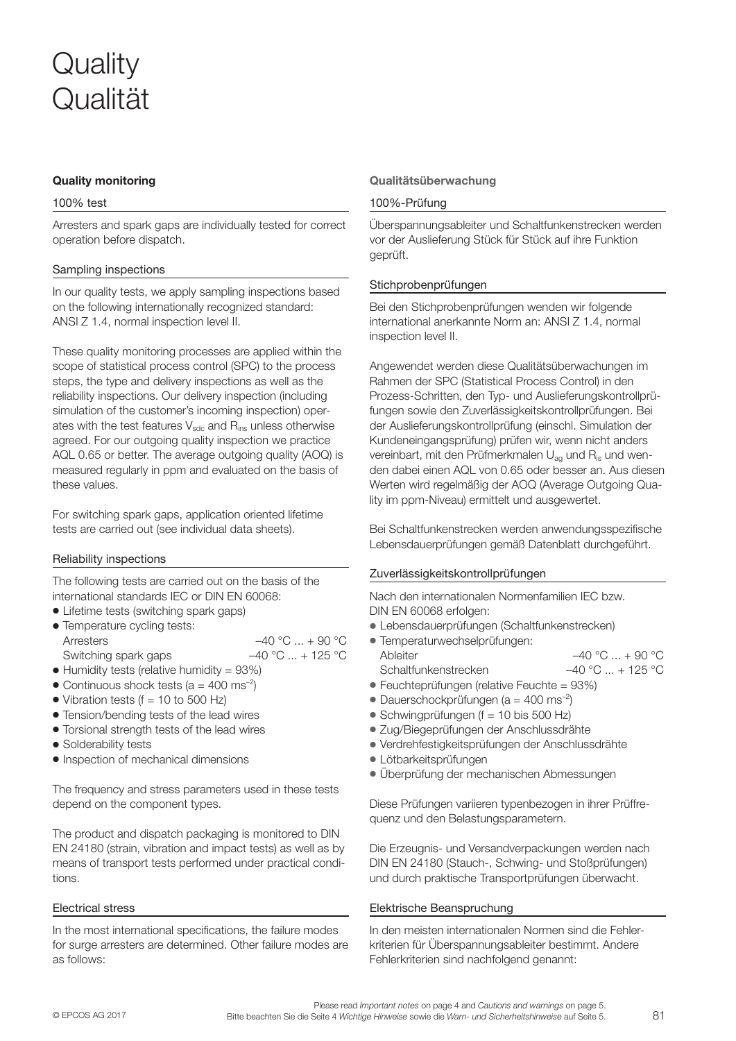# Quality
# Qualität

## Quality monitoring

### 100% test

Arresters and spark gaps are individually tested for correct operation before dispatch.

### Sampling inspections

In our quality tests, we apply sampling inspections based on the following internationally recognized standard: ANSI Z 1.4, normal inspection level II.

These quality monitoring processes are applied within the scope of statistical process control (SPC) to the process steps, the type and delivery inspections as well as the reliability inspections. Our delivery inspection (including simulation of the customer's incoming inspection) operates with the test features $V_{sdc}$ and $R_{ins}$ unless otherwise agreed. For our outgoing quality inspection we practice AQL 0.65 or better. The average outgoing quality (AOQ) is measured regularly in ppm and evaluated on the basis of these values.

For switching spark gaps, application oriented lifetime tests are carried out (see individual data sheets).

### Reliability inspections

The following tests are carried out on the basis of the international standards IEC or DIN EN 60068:

- Lifetime tests (switching spark gaps)
- Temperature cycling tests:
  - Arresters –40 °C ... + 90 °C
  - Switching spark gaps –40 °C ... + 125 °C
- Humidity tests (relative humidity = 93%)
- Continuous shock tests ($a = 400\ ms^{-2}$)
- Vibration tests (f = 10 to 500 Hz)
- Tension/bending tests of the lead wires
- Torsional strength tests of the lead wires
- Solderability tests
- Inspection of mechanical dimensions

The frequency and stress parameters used in these tests depend on the component types.

The product and dispatch packaging is monitored to DIN EN 24180 (strain, vibration and impact tests) as well as by means of transport tests performed under practical conditions.

### Electrical stress

In the most international specifications, the failure modes for surge arresters are determined. Other failure modes are as follows:

## Qualitätsüberwachung

### 100%-Prüfung

Überspannungsableiter und Schaltfunkenstrecken werden vor der Auslieferung Stück für Stück auf ihre Funktion geprüft.

### Stichprobenprüfungen

Bei den Stichprobenprüfungen wenden wir folgende international anerkannte Norm an: ANSI Z 1.4, normal inspection level II.

Angewendet werden diese Qualitätsüberwachungen im Rahmen der SPC (Statistical Process Control) in den Prozess-Schritten, den Typ- und Auslieferungskontrollprüfungen sowie den Zuverlässigkeitskontrollprüfungen. Bei der Auslieferungskontrollprüfung (einschl. Simulation der Kundeneingangsprüfung) prüfen wir, wenn nicht anders vereinbart, mit den Prüfmerkmalen $U_{ag}$ und $R_{is}$ und wenden dabei einen AQL von 0.65 oder besser an. Aus diesen Werten wird regelmäßig der AOQ (Average Outgoing Quality im ppm-Niveau) ermittelt und ausgewertet.

Bei Schaltfunkenstrecken werden anwendungsspezifische Lebensdauerprüfungen gemäß Datenblatt durchgeführt.

### Zuverlässigkeitskontrollprüfungen

Nach den internationalen Normenfamilien IEC bzw. DIN EN 60068 erfolgen:

- Lebensdauerprüfungen (Schaltfunkenstrecken)
- Temperaturwechselprüfungen:
  - Ableiter –40 °C ... + 90 °C
  - Schaltfunkenstrecken –40 °C ... + 125 °C
- Feuchteprüfungen (relative Feuchte = 93%)
- Dauerschockprüfungen ($a = 400\ ms^{-2}$)
- Schwingprüfungen (f = 10 bis 500 Hz)
- Zug/Biegeprüfungen der Anschlussdrähte
- Verdrehfestigkeitsprüfungen der Anschlussdrähte
- Lötbarkeitsprüfungen
- Überprüfung der mechanischen Abmessungen

Diese Prüfungen variieren typenbezogen in ihrer Prüffrequenz und den Belastungsparametern.

Die Erzeugnis- und Versandverpackungen werden nach DIN EN 24180 (Stauch-, Schwing- und Stoßprüfungen) und durch praktische Transportprüfungen überwacht.

### Elektrische Beanspruchung

In den meisten internationalen Normen sind die Fehlerkriterien für Überspannungsableiter bestimmt. Andere Fehlerkriterien sind nachfolgend genannt: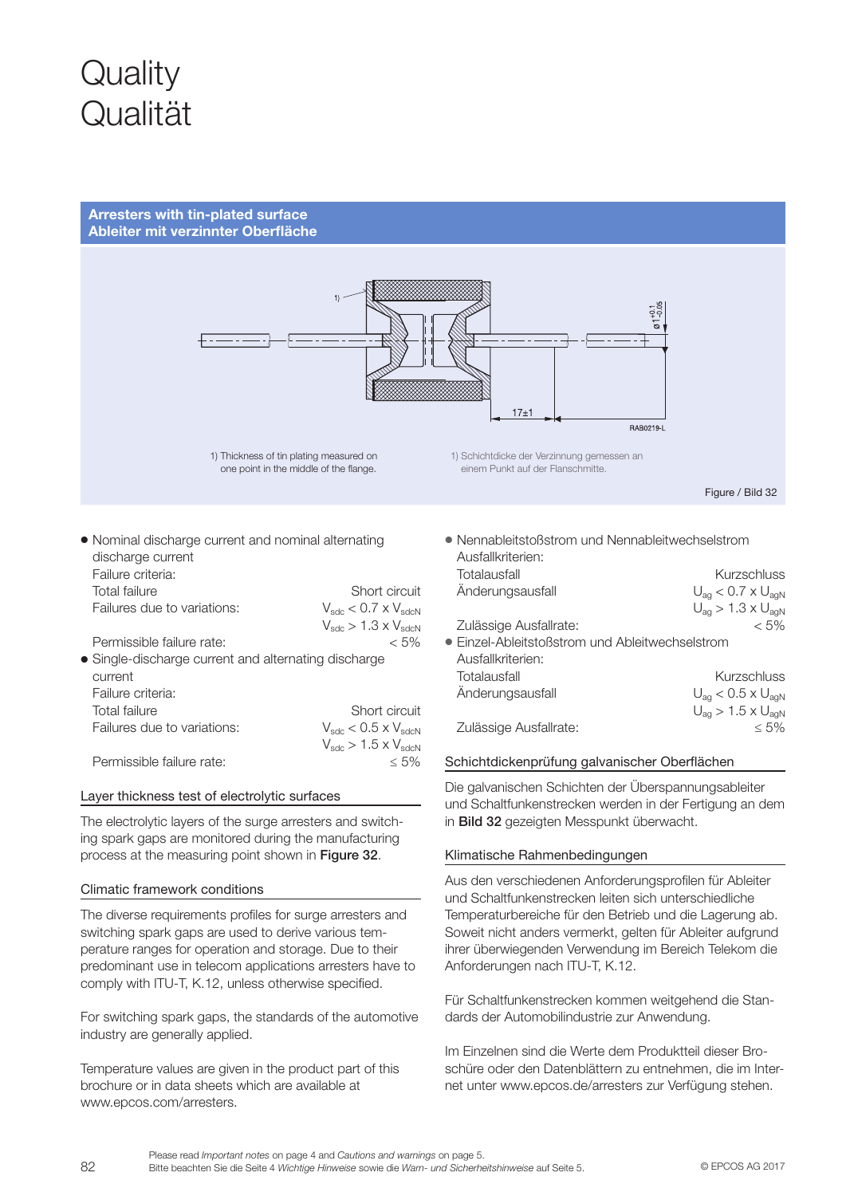# Quality
# Qualität

**Arresters with tin-plated surface**
**Ableiter mit verzinnter Oberfläche**

1)

$\varnothing 1^{+0.1}_{-0.05}$

17±1

RAB0219-L

1) Thickness of tin plating measured on one point in the middle of the flange.

1) Schichtdicke der Verzinnung gemessen an einem Punkt auf der Flanschmitte.

Figure / Bild 32

- Nominal discharge current and nominal alternating discharge current

  Failure criteria:

| | |
|---|---|
| Total failure | Short circuit |
| Failures due to variations: | $V_{sdc} < 0.7 \times V_{sdcN}$ |
| | $V_{sdc} > 1.3 \times V_{sdcN}$ |
| Permissible failure rate: | < 5% |

- Single-discharge current and alternating discharge current

  Failure criteria:

| | |
|---|---|
| Total failure | Short circuit |
| Failures due to variations: | $V_{sdc} < 0.5 \times V_{sdcN}$ |
| | $V_{sdc} > 1.5 \times V_{sdcN}$ |
| Permissible failure rate: | ≤ 5% |

## Layer thickness test of electrolytic surfaces

The electrolytic layers of the surge arresters and switching spark gaps are monitored during the manufacturing process at the measuring point shown in **Figure 32**.

## Climatic framework conditions

The diverse requirements profiles for surge arresters and switching spark gaps are used to derive various temperature ranges for operation and storage. Due to their predominant use in telecom applications arresters have to comply with ITU-T, K.12, unless otherwise specified.

For switching spark gaps, the standards of the automotive industry are generally applied.

Temperature values are given in the product part of this brochure or in data sheets which are available at www.epcos.com/arresters.

- Nennableitstoßstrom und Nennableitwechselstrom

  Ausfallkriterien:

| | |
|---|---|
| Totalausfall | Kurzschluss |
| Änderungsausfall | $U_{ag} < 0.7 \times U_{agN}$ |
| | $U_{ag} > 1.3 \times U_{agN}$ |
| Zulässige Ausfallrate: | < 5% |

- Einzel-Ableitstoßstrom und Ableitwechselstrom

  Ausfallkriterien:

| | |
|---|---|
| Totalausfall | Kurzschluss |
| Änderungsausfall | $U_{ag} < 0.5 \times U_{agN}$ |
| | $U_{ag} > 1.5 \times U_{agN}$ |
| Zulässige Ausfallrate: | ≤ 5% |

## Schichtdickenprüfung galvanischer Oberflächen

Die galvanischen Schichten der Überspannungsableiter und Schaltfunkenstrecken werden in der Fertigung an dem in **Bild 32** gezeigten Messpunkt überwacht.

## Klimatische Rahmenbedingungen

Aus den verschiedenen Anforderungsprofilen für Ableiter und Schaltfunkenstrecken leiten sich unterschiedliche Temperaturbereiche für den Betrieb und die Lagerung ab. Soweit nicht anders vermerkt, gelten für Ableiter aufgrund ihrer überwiegenden Verwendung im Bereich Telekom die Anforderungen nach ITU-T, K.12.

Für Schaltfunkenstrecken kommen weitgehend die Standards der Automobilindustrie zur Anwendung.

Im Einzelnen sind die Werte dem Produktteil dieser Broschüre oder den Datenblättern zu entnehmen, die im Internet unter www.epcos.de/arresters zur Verfügung stehen.